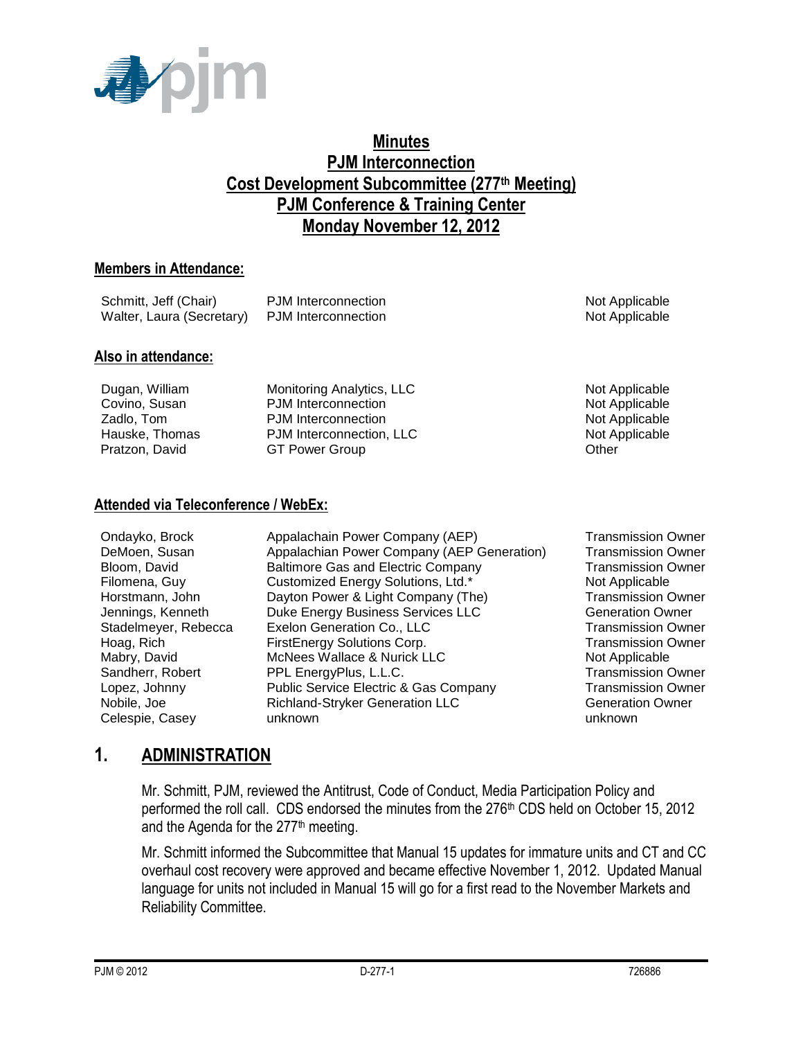# Minutes
# PJM Interconnection
# Cost Development Subcommittee (277th Meeting)
# PJM Conference & Training Center
# Monday November 12, 2012

## Members in Attendance:

| | | |
|---|---|---|
| Schmitt, Jeff (Chair) | PJM Interconnection | Not Applicable |
| Walter, Laura (Secretary) | PJM Interconnection | Not Applicable |

## Also in attendance:

| | | |
|---|---|---|
| Dugan, William | Monitoring Analytics, LLC | Not Applicable |
| Covino, Susan | PJM Interconnection | Not Applicable |
| Zadlo, Tom | PJM Interconnection | Not Applicable |
| Hauske, Thomas | PJM Interconnection, LLC | Not Applicable |
| Pratzon, David | GT Power Group | Other |

## Attended via Teleconference / WebEx:

| | | |
|---|---|---|
| Ondayko, Brock | Appalachain Power Company (AEP) | Transmission Owner |
| DeMoen, Susan | Appalachian Power Company (AEP Generation) | Transmission Owner |
| Bloom, David | Baltimore Gas and Electric Company | Transmission Owner |
| Filomena, Guy | Customized Energy Solutions, Ltd.* | Not Applicable |
| Horstmann, John | Dayton Power & Light Company (The) | Transmission Owner |
| Jennings, Kenneth | Duke Energy Business Services LLC | Generation Owner |
| Stadelmeyer, Rebecca | Exelon Generation Co., LLC | Transmission Owner |
| Hoag, Rich | FirstEnergy Solutions Corp. | Transmission Owner |
| Mabry, David | McNees Wallace & Nurick LLC | Not Applicable |
| Sandherr, Robert | PPL EnergyPlus, L.L.C. | Transmission Owner |
| Lopez, Johnny | Public Service Electric & Gas Company | Transmission Owner |
| Nobile, Joe | Richland-Stryker Generation LLC | Generation Owner |
| Celespie, Casey | unknown | unknown |

## 1. ADMINISTRATION

Mr. Schmitt, PJM, reviewed the Antitrust, Code of Conduct, Media Participation Policy and performed the roll call. CDS endorsed the minutes from the 276th CDS held on October 15, 2012 and the Agenda for the 277th meeting.

Mr. Schmitt informed the Subcommittee that Manual 15 updates for immature units and CT and CC overhaul cost recovery were approved and became effective November 1, 2012. Updated Manual language for units not included in Manual 15 will go for a first read to the November Markets and Reliability Committee.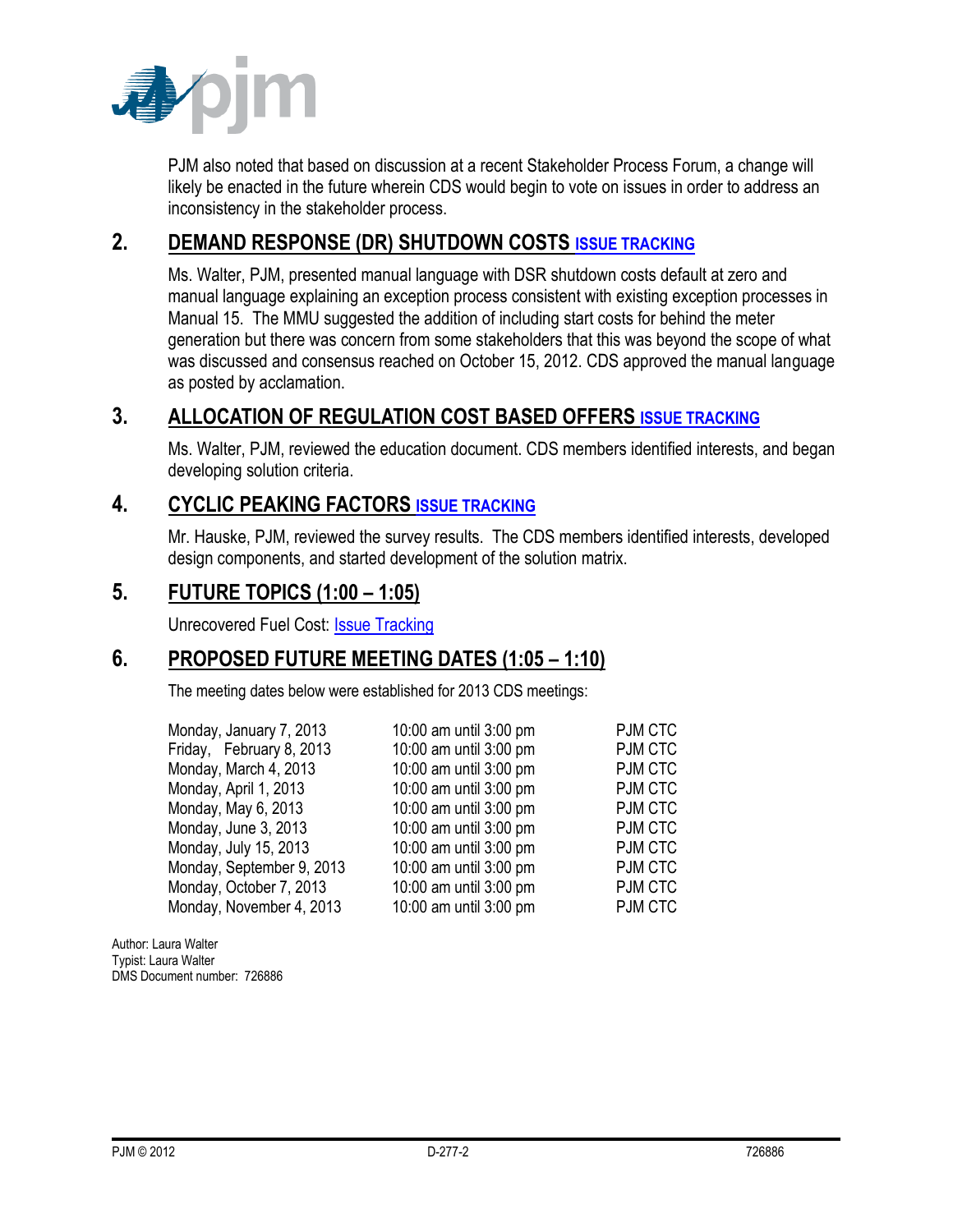PJM also noted that based on discussion at a recent Stakeholder Process Forum, a change will likely be enacted in the future wherein CDS would begin to vote on issues in order to address an inconsistency in the stakeholder process.

## 2. DEMAND RESPONSE (DR) SHUTDOWN COSTS [ISSUE TRACKING]

Ms. Walter, PJM, presented manual language with DSR shutdown costs default at zero and manual language explaining an exception process consistent with existing exception processes in Manual 15. The MMU suggested the addition of including start costs for behind the meter generation but there was concern from some stakeholders that this was beyond the scope of what was discussed and consensus reached on October 15, 2012. CDS approved the manual language as posted by acclamation.

## 3. ALLOCATION OF REGULATION COST BASED OFFERS [ISSUE TRACKING]

Ms. Walter, PJM, reviewed the education document. CDS members identified interests, and began developing solution criteria.

## 4. CYCLIC PEAKING FACTORS [ISSUE TRACKING]

Mr. Hauske, PJM, reviewed the survey results. The CDS members identified interests, developed design components, and started development of the solution matrix.

## 5. FUTURE TOPICS (1:00 – 1:05)

Unrecovered Fuel Cost: Issue Tracking

## 6. PROPOSED FUTURE MEETING DATES (1:05 – 1:10)

The meeting dates below were established for 2013 CDS meetings:

| | | |
|---|---|---|
| Monday, January 7, 2013 | 10:00 am until 3:00 pm | PJM CTC |
| Friday, February 8, 2013 | 10:00 am until 3:00 pm | PJM CTC |
| Monday, March 4, 2013 | 10:00 am until 3:00 pm | PJM CTC |
| Monday, April 1, 2013 | 10:00 am until 3:00 pm | PJM CTC |
| Monday, May 6, 2013 | 10:00 am until 3:00 pm | PJM CTC |
| Monday, June 3, 2013 | 10:00 am until 3:00 pm | PJM CTC |
| Monday, July 15, 2013 | 10:00 am until 3:00 pm | PJM CTC |
| Monday, September 9, 2013 | 10:00 am until 3:00 pm | PJM CTC |
| Monday, October 7, 2013 | 10:00 am until 3:00 pm | PJM CTC |
| Monday, November 4, 2013 | 10:00 am until 3:00 pm | PJM CTC |

Author: Laura Walter
Typist: Laura Walter
DMS Document number: 726886